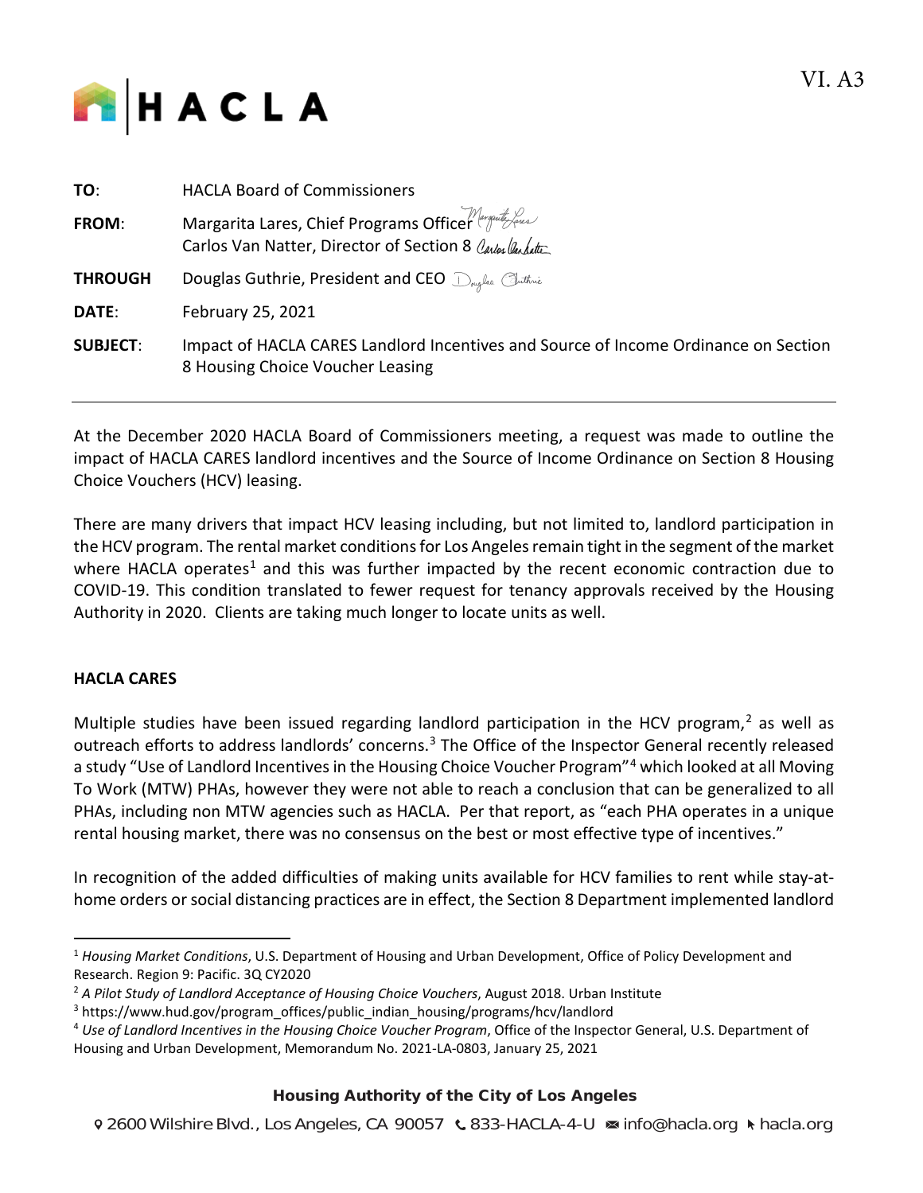VI. A3

HACLA

| | |
|---|---|
| **TO**: | HACLA Board of Commissioners |
| **FROM**: | Margarita Lares, Chief Programs Officer<br>Carlos Van Natter, Director of Section 8 |
| **THROUGH** | Douglas Guthrie, President and CEO |
| **DATE**: | February 25, 2021 |
| **SUBJECT**: | Impact of HACLA CARES Landlord Incentives and Source of Income Ordinance on Section 8 Housing Choice Voucher Leasing |

---

At the December 2020 HACLA Board of Commissioners meeting, a request was made to outline the impact of HACLA CARES landlord incentives and the Source of Income Ordinance on Section 8 Housing Choice Vouchers (HCV) leasing.

There are many drivers that impact HCV leasing including, but not limited to, landlord participation in the HCV program. The rental market conditions for Los Angeles remain tight in the segment of the market where HACLA operates[1] and this was further impacted by the recent economic contraction due to COVID-19. This condition translated to fewer request for tenancy approvals received by the Housing Authority in 2020. Clients are taking much longer to locate units as well.

**HACLA CARES**

Multiple studies have been issued regarding landlord participation in the HCV program,[2] as well as outreach efforts to address landlords' concerns.[3] The Office of the Inspector General recently released a study "Use of Landlord Incentives in the Housing Choice Voucher Program"[4] which looked at all Moving To Work (MTW) PHAs, however they were not able to reach a conclusion that can be generalized to all PHAs, including non MTW agencies such as HACLA. Per that report, as "each PHA operates in a unique rental housing market, there was no consensus on the best or most effective type of incentives."

In recognition of the added difficulties of making units available for HCV families to rent while stay-at-home orders or social distancing practices are in effect, the Section 8 Department implemented landlord

---

[1] *Housing Market Conditions*, U.S. Department of Housing and Urban Development, Office of Policy Development and Research. Region 9: Pacific. 3Q CY2020

[2] *A Pilot Study of Landlord Acceptance of Housing Choice Vouchers*, August 2018. Urban Institute

[3] https://www.hud.gov/program_offices/public_indian_housing/programs/hcv/landlord

[4] *Use of Landlord Incentives in the Housing Choice Voucher Program*, Office of the Inspector General, U.S. Department of Housing and Urban Development, Memorandum No. 2021-LA-0803, January 25, 2021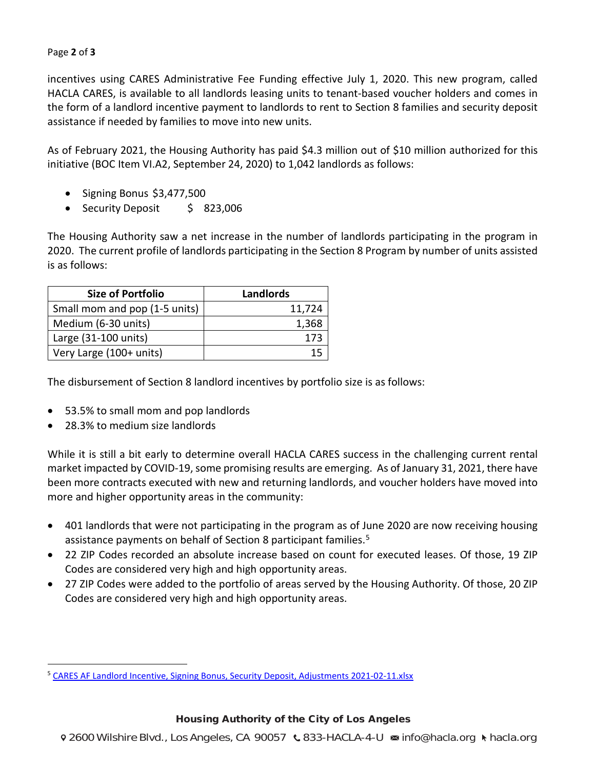incentives using CARES Administrative Fee Funding effective July 1, 2020. This new program, called HACLA CARES, is available to all landlords leasing units to tenant-based voucher holders and comes in the form of a landlord incentive payment to landlords to rent to Section 8 families and security deposit assistance if needed by families to move into new units.

As of February 2021, the Housing Authority has paid $4.3 million out of $10 million authorized for this initiative (BOC Item VI.A2, September 24, 2020) to 1,042 landlords as follows:

- Signing Bonus $3,477,500
- Security Deposit $ 823,006

The Housing Authority saw a net increase in the number of landlords participating in the program in 2020. The current profile of landlords participating in the Section 8 Program by number of units assisted is as follows:

| Size of Portfolio | Landlords |
|---|---:|
| Small mom and pop (1-5 units) | 11,724 |
| Medium (6-30 units) | 1,368 |
| Large (31-100 units) | 173 |
| Very Large (100+ units) | 15 |

The disbursement of Section 8 landlord incentives by portfolio size is as follows:

- 53.5% to small mom and pop landlords
- 28.3% to medium size landlords

While it is still a bit early to determine overall HACLA CARES success in the challenging current rental market impacted by COVID-19, some promising results are emerging. As of January 31, 2021, there have been more contracts executed with new and returning landlords, and voucher holders have moved into more and higher opportunity areas in the community:

- 401 landlords that were not participating in the program as of June 2020 are now receiving housing assistance payments on behalf of Section 8 participant families.[5]
- 22 ZIP Codes recorded an absolute increase based on count for executed leases. Of those, 19 ZIP Codes are considered very high and high opportunity areas.
- 27 ZIP Codes were added to the portfolio of areas served by the Housing Authority. Of those, 20 ZIP Codes are considered very high and high opportunity areas.

[5] CARES AF Landlord Incentive, Signing Bonus, Security Deposit, Adjustments 2021-02-11.xlsx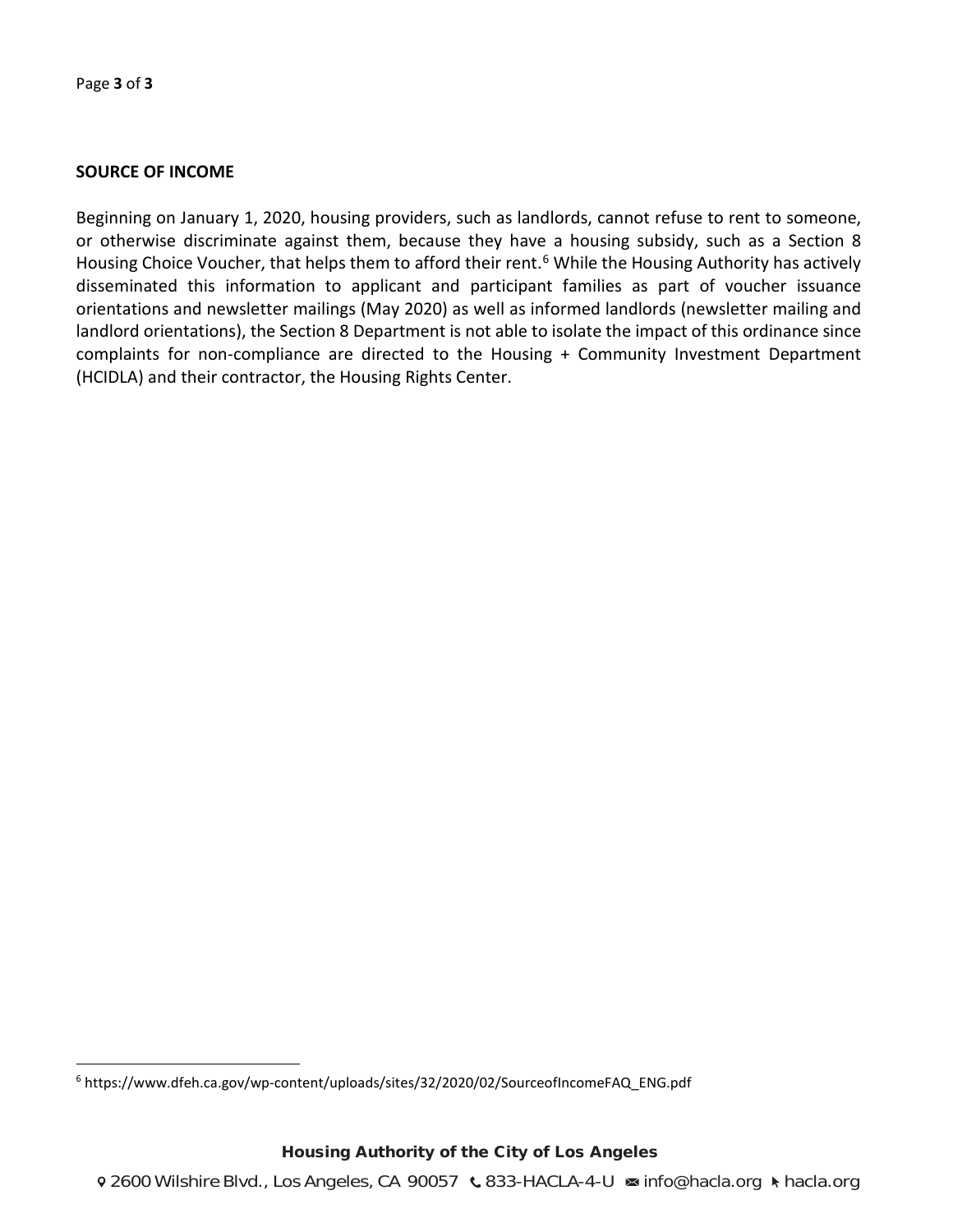## SOURCE OF INCOME

Beginning on January 1, 2020, housing providers, such as landlords, cannot refuse to rent to someone, or otherwise discriminate against them, because they have a housing subsidy, such as a Section 8 Housing Choice Voucher, that helps them to afford their rent.[6] While the Housing Authority has actively disseminated this information to applicant and participant families as part of voucher issuance orientations and newsletter mailings (May 2020) as well as informed landlords (newsletter mailing and landlord orientations), the Section 8 Department is not able to isolate the impact of this ordinance since complaints for non-compliance are directed to the Housing + Community Investment Department (HCIDLA) and their contractor, the Housing Rights Center.

[6] https://www.dfeh.ca.gov/wp-content/uploads/sites/32/2020/02/SourceofIncomeFAQ_ENG.pdf